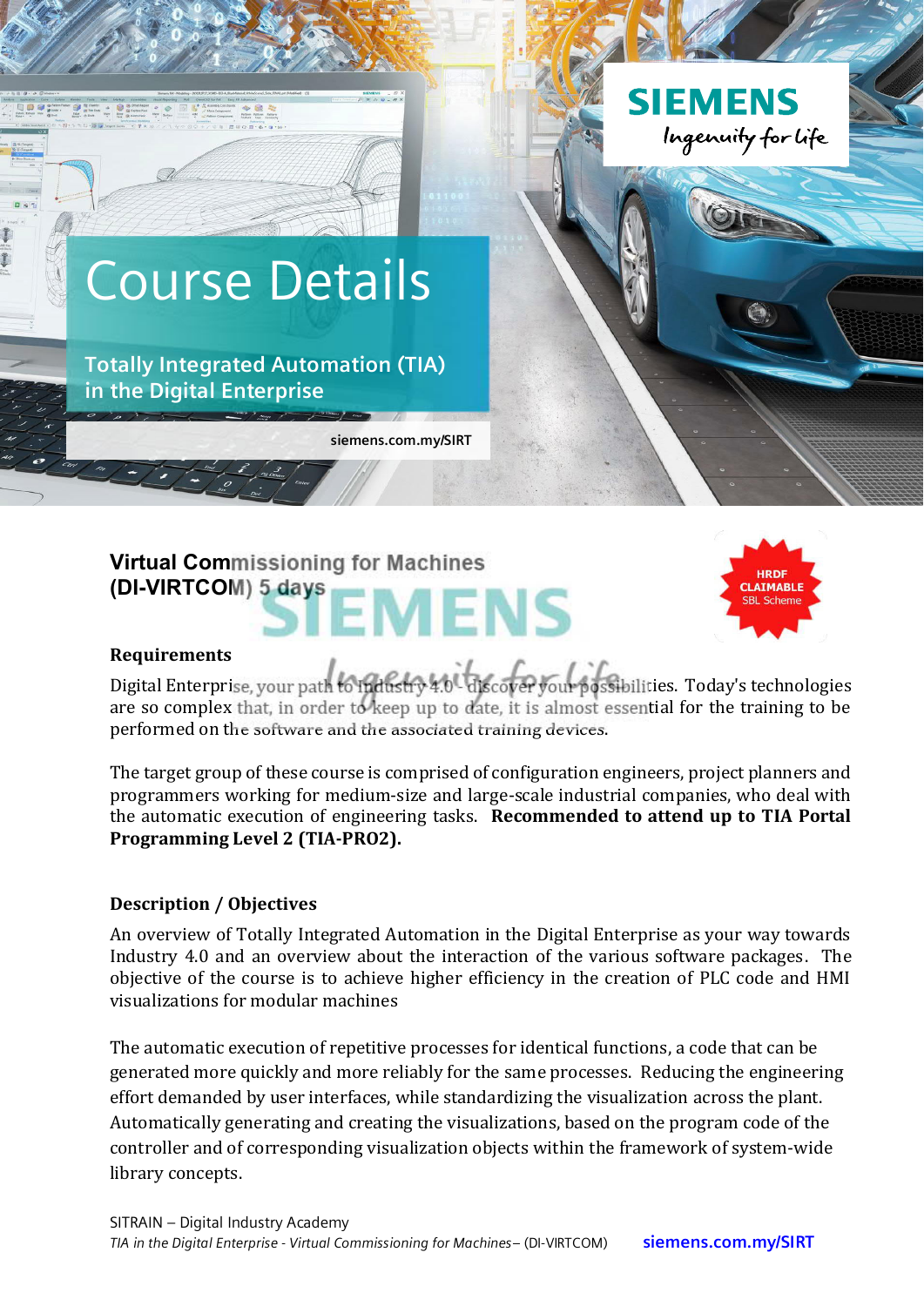SIEMENS
Ingenuity for life

# Course Details

## Totally Integrated Automation (TIA) in the Digital Enterprise

siemens.com.my/SIRT

**Virtual Commissioning for Machines (DI-VIRTCOM) 5 days**

HRDF CLAIMABLE SBL Scheme

### Requirements

Digital Enterprise, your path to Industry 4.0 - discover your possibilities. Today's technologies are so complex that, in order to keep up to date, it is almost essential for the training to be performed on the software and the associated training devices.

The target group of these course is comprised of configuration engineers, project planners and programmers working for medium-size and large-scale industrial companies, who deal with the automatic execution of engineering tasks. **Recommended to attend up to TIA Portal Programming Level 2 (TIA-PRO2).**

### Description / Objectives

An overview of Totally Integrated Automation in the Digital Enterprise as your way towards Industry 4.0 and an overview about the interaction of the various software packages. The objective of the course is to achieve higher efficiency in the creation of PLC code and HMI visualizations for modular machines

The automatic execution of repetitive processes for identical functions, a code that can be generated more quickly and more reliably for the same processes. Reducing the engineering effort demanded by user interfaces, while standardizing the visualization across the plant. Automatically generating and creating the visualizations, based on the program code of the controller and of corresponding visualization objects within the framework of system-wide library concepts.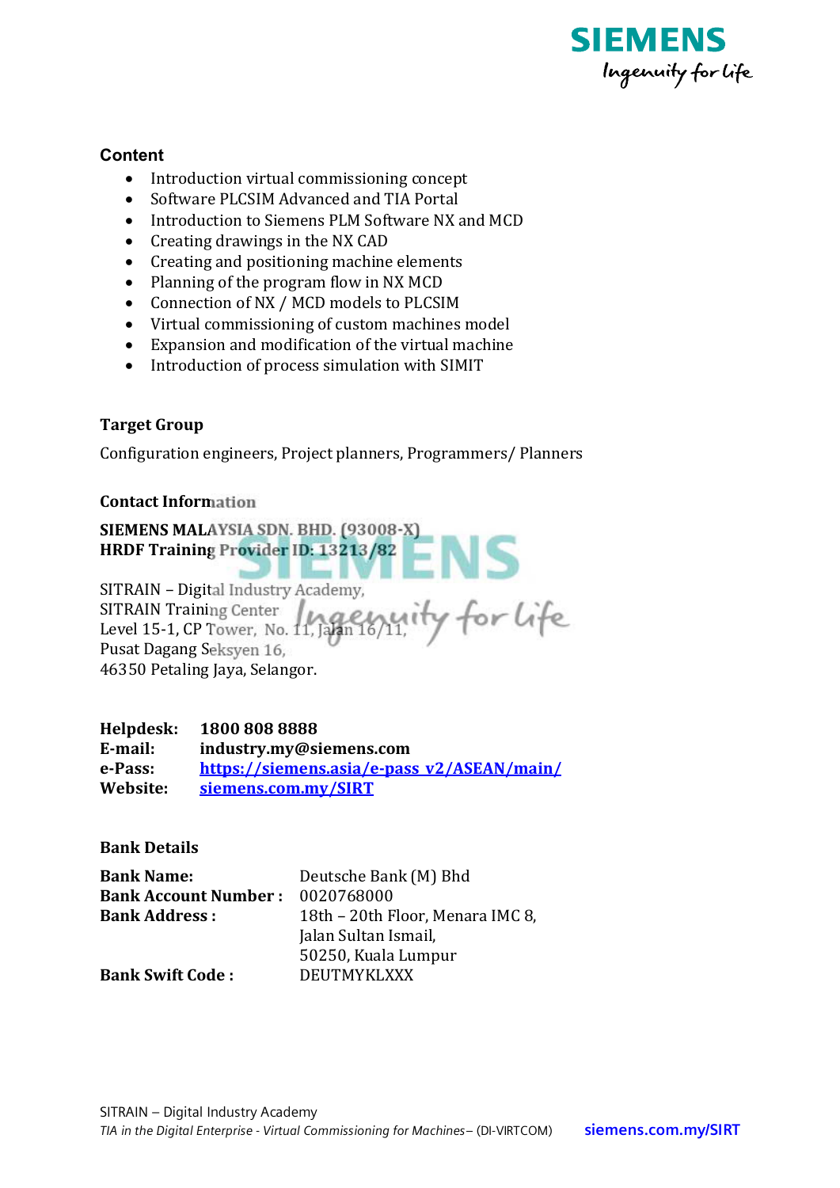### Content

- Introduction virtual commissioning concept
- Software PLCSIM Advanced and TIA Portal
- Introduction to Siemens PLM Software NX and MCD
- Creating drawings in the NX CAD
- Creating and positioning machine elements
- Planning of the program flow in NX MCD
- Connection of NX / MCD models to PLCSIM
- Virtual commissioning of custom machines model
- Expansion and modification of the virtual machine
- Introduction of process simulation with SIMIT

### Target Group

Configuration engineers, Project planners, Programmers/ Planners

### Contact Information

**SIEMENS MALAYSIA SDN. BHD. (93008-X)**
**HRDF Training Provider ID: 13213/82**

SITRAIN – Digital Industry Academy,
SITRAIN Training Center
Level 15-1, CP Tower, No. 11, Jalan 16/11,
Pusat Dagang Seksyen 16,
46350 Petaling Jaya, Selangor.

| | |
|---|---|
| **Helpdesk:** | **1800 808 8888** |
| **E-mail:** | **industry.my@siemens.com** |
| **e-Pass:** | **https://siemens.asia/e-pass_v2/ASEAN/main/** |
| **Website:** | **siemens.com.my/SIRT** |

### Bank Details

| | |
|---|---|
| **Bank Name:** | Deutsche Bank (M) Bhd |
| **Bank Account Number :** | 0020768000 |
| **Bank Address :** | 18th – 20th Floor, Menara IMC 8, Jalan Sultan Ismail, 50250, Kuala Lumpur |
| **Bank Swift Code :** | DEUTMYKLXXX |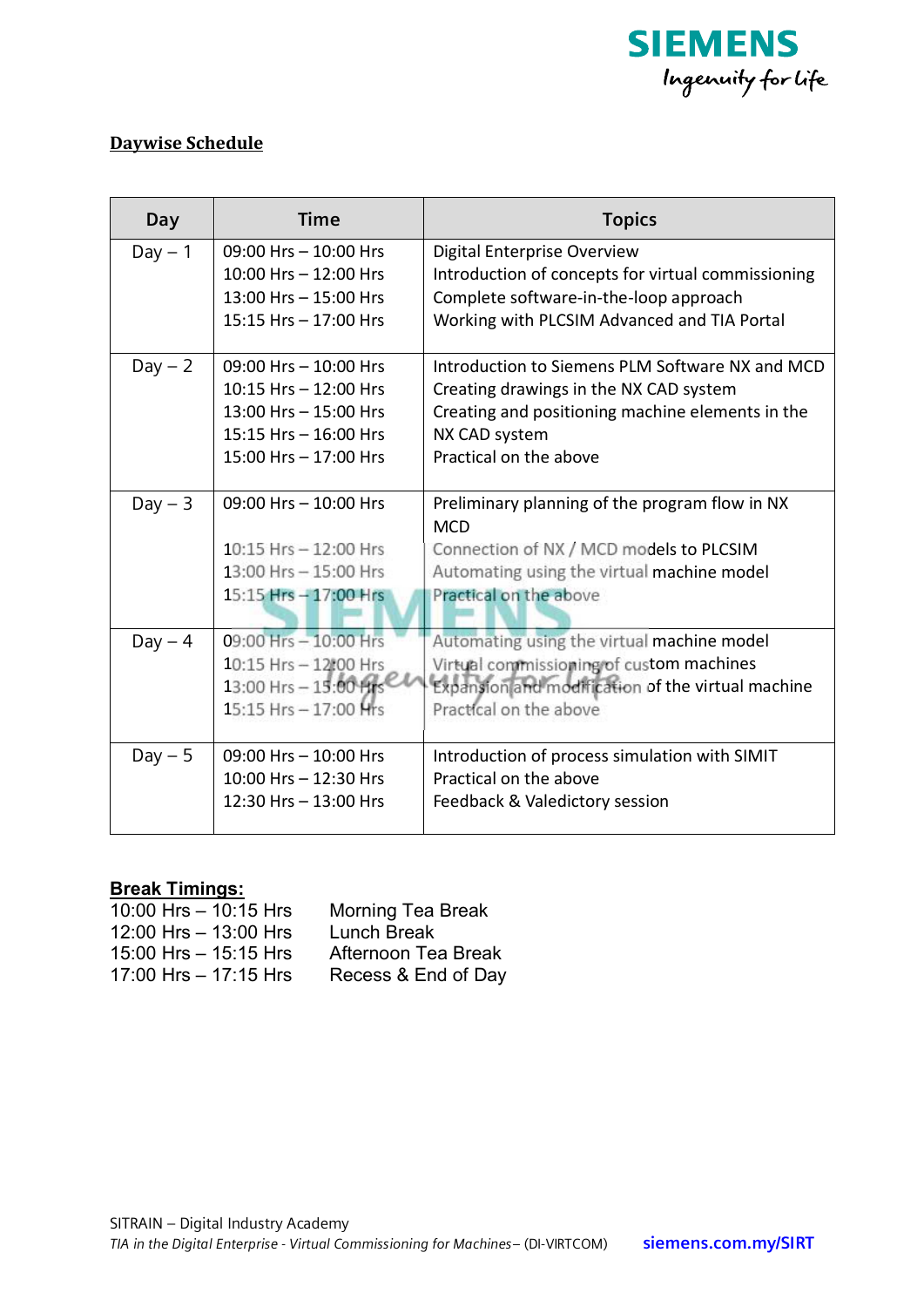## Daywise Schedule

| Day | Time | Topics |
|---|---|---|
| Day – 1 | 09:00 Hrs – 10:00 Hrs<br>10:00 Hrs – 12:00 Hrs<br>13:00 Hrs – 15:00 Hrs<br>15:15 Hrs – 17:00 Hrs | Digital Enterprise Overview<br>Introduction of concepts for virtual commissioning<br>Complete software-in-the-loop approach<br>Working with PLCSIM Advanced and TIA Portal |
| Day – 2 | 09:00 Hrs – 10:00 Hrs<br>10:15 Hrs – 12:00 Hrs<br>13:00 Hrs – 15:00 Hrs<br>15:15 Hrs – 16:00 Hrs<br>15:00 Hrs – 17:00 Hrs | Introduction to Siemens PLM Software NX and MCD<br>Creating drawings in the NX CAD system<br>Creating and positioning machine elements in the NX CAD system<br>Practical on the above |
| Day – 3 | 09:00 Hrs – 10:00 Hrs<br>10:15 Hrs – 12:00 Hrs<br>13:00 Hrs – 15:00 Hrs<br>15:15 Hrs – 17:00 Hrs | Preliminary planning of the program flow in NX MCD<br>Connection of NX / MCD models to PLCSIM<br>Automating using the virtual machine model<br>Practical on the above |
| Day – 4 | 09:00 Hrs – 10:00 Hrs<br>10:15 Hrs – 12:00 Hrs<br>13:00 Hrs – 15:00 Hrs<br>15:15 Hrs – 17:00 Hrs | Automating using the virtual machine model<br>Virtual commissioning of custom machines<br>Expansion and modification of the virtual machine<br>Practical on the above |
| Day – 5 | 09:00 Hrs – 10:00 Hrs<br>10:00 Hrs – 12:30 Hrs<br>12:30 Hrs – 13:00 Hrs | Introduction of process simulation with SIMIT<br>Practical on the above<br>Feedback & Valedictory session |

**Break Timings:**

| | |
|---|---|
| 10:00 Hrs – 10:15 Hrs | Morning Tea Break |
| 12:00 Hrs – 13:00 Hrs | Lunch Break |
| 15:00 Hrs – 15:15 Hrs | Afternoon Tea Break |
| 17:00 Hrs – 17:15 Hrs | Recess & End of Day |